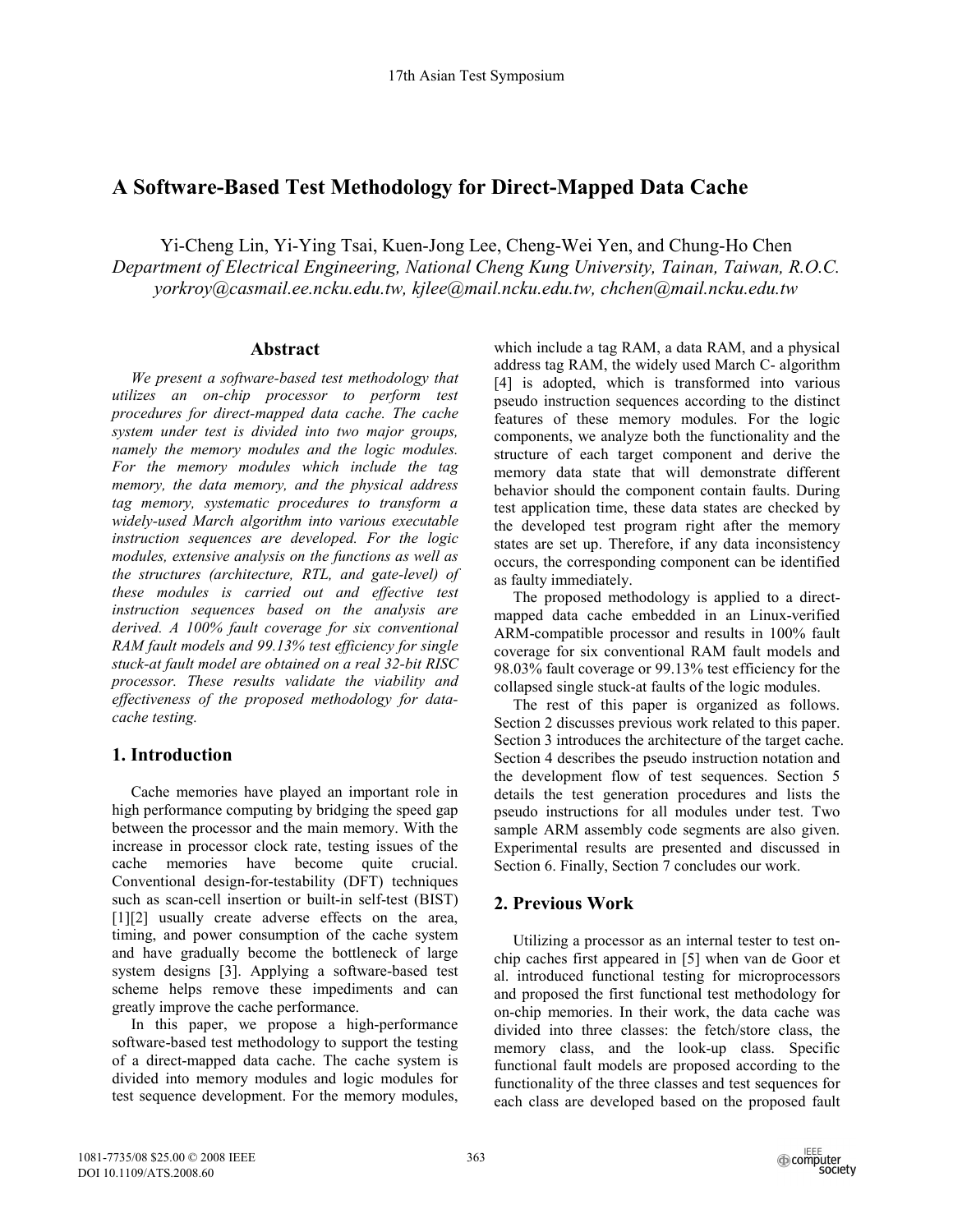# A Software-Based Test Methodology for Direct-Mapped Data Cache

Yi-Cheng Lin, Yi-Ying Tsai, Kuen-Jong Lee, Cheng-Wei Yen, and Chung-Ho Chen

*Department of Electrical Engineering, National Cheng Kung University, Tainan, Taiwan, R.O.C.*

*yorkroy@casmail.ee.ncku.edu.tw, kjlee@mail.ncku.edu.tw, chchen@mail.ncku.edu.tw*

## Abstract

*We present a software-based test methodology that utilizes an on-chip processor to perform test procedures for direct-mapped data cache. The cache system under test is divided into two major groups, namely the memory modules and the logic modules. For the memory modules which include the tag memory, the data memory, and the physical address tag memory, systematic procedures to transform a widely-used March algorithm into various executable instruction sequences are developed. For the logic modules, extensive analysis on the functions as well as the structures (architecture, RTL, and gate-level) of these modules is carried out and effective test instruction sequences based on the analysis are derived. A 100% fault coverage for six conventional RAM fault models and 99.13% test efficiency for single stuck-at fault model are obtained on a real 32-bit RISC processor. These results validate the viability and effectiveness of the proposed methodology for data-cache testing.*

## 1. Introduction

Cache memories have played an important role in high performance computing by bridging the speed gap between the processor and the main memory. With the increase in processor clock rate, testing issues of the cache memories have become quite crucial. Conventional design-for-testability (DFT) techniques such as scan-cell insertion or built-in self-test (BIST) [1][2] usually create adverse effects on the area, timing, and power consumption of the cache system and have gradually become the bottleneck of large system designs [3]. Applying a software-based test scheme helps remove these impediments and can greatly improve the cache performance.

In this paper, we propose a high-performance software-based test methodology to support the testing of a direct-mapped data cache. The cache system is divided into memory modules and logic modules for test sequence development. For the memory modules, which include a tag RAM, a data RAM, and a physical address tag RAM, the widely used March C- algorithm [4] is adopted, which is transformed into various pseudo instruction sequences according to the distinct features of these memory modules. For the logic components, we analyze both the functionality and the structure of each target component and derive the memory data state that will demonstrate different behavior should the component contain faults. During test application time, these data states are checked by the developed test program right after the memory states are set up. Therefore, if any data inconsistency occurs, the corresponding component can be identified as faulty immediately.

The proposed methodology is applied to a direct-mapped data cache embedded in an Linux-verified ARM-compatible processor and results in 100% fault coverage for six conventional RAM fault models and 98.03% fault coverage or 99.13% test efficiency for the collapsed single stuck-at faults of the logic modules.

The rest of this paper is organized as follows. Section 2 discusses previous work related to this paper. Section 3 introduces the architecture of the target cache. Section 4 describes the pseudo instruction notation and the development flow of test sequences. Section 5 details the test generation procedures and lists the pseudo instructions for all modules under test. Two sample ARM assembly code segments are also given. Experimental results are presented and discussed in Section 6. Finally, Section 7 concludes our work.

## 2. Previous Work

Utilizing a processor as an internal tester to test on-chip caches first appeared in [5] when van de Goor et al. introduced functional testing for microprocessors and proposed the first functional test methodology for on-chip memories. In their work, the data cache was divided into three classes: the fetch/store class, the memory class, and the look-up class. Specific functional fault models are proposed according to the functionality of the three classes and test sequences for each class are developed based on the proposed fault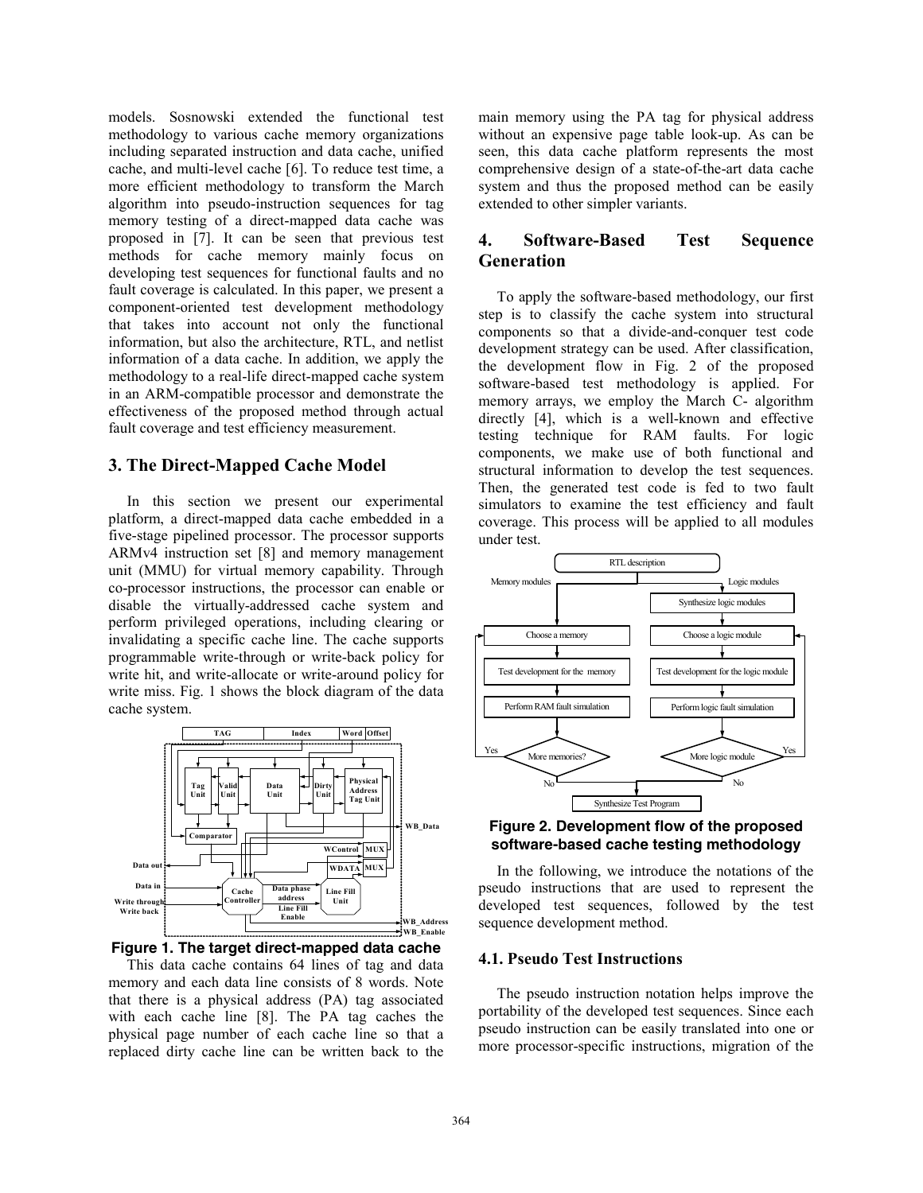models. Sosnowski extended the functional test methodology to various cache memory organizations including separated instruction and data cache, unified cache, and multi-level cache [6]. To reduce test time, a more efficient methodology to transform the March algorithm into pseudo-instruction sequences for tag memory testing of a direct-mapped data cache was proposed in [7]. It can be seen that previous test methods for cache memory mainly focus on developing test sequences for functional faults and no fault coverage is calculated. In this paper, we present a component-oriented test development methodology that takes into account not only the functional information, but also the architecture, RTL, and netlist information of a data cache. In addition, we apply the methodology to a real-life direct-mapped cache system in an ARM-compatible processor and demonstrate the effectiveness of the proposed method through actual fault coverage and test efficiency measurement.

## 3. The Direct-Mapped Cache Model

In this section we present our experimental platform, a direct-mapped data cache embedded in a five-stage pipelined processor. The processor supports ARMv4 instruction set [8] and memory management unit (MMU) for virtual memory capability. Through co-processor instructions, the processor can enable or disable the virtually-addressed cache system and perform privileged operations, including clearing or invalidating a specific cache line. The cache supports programmable write-through or write-back policy for write hit, and write-allocate or write-around policy for write miss. Fig. 1 shows the block diagram of the data cache system.

**Figure 1. The target direct-mapped data cache**

This data cache contains 64 lines of tag and data memory and each data line consists of 8 words. Note that there is a physical address (PA) tag associated with each cache line [8]. The PA tag caches the physical page number of each cache line so that a replaced dirty cache line can be written back to the main memory using the PA tag for physical address without an expensive page table look-up. As can be seen, this data cache platform represents the most comprehensive design of a state-of-the-art data cache system and thus the proposed method can be easily extended to other simpler variants.

## 4. Software-Based Test Sequence Generation

To apply the software-based methodology, our first step is to classify the cache system into structural components so that a divide-and-conquer test code development strategy can be used. After classification, the development flow in Fig. 2 of the proposed software-based test methodology is applied. For memory arrays, we employ the March C- algorithm directly [4], which is a well-known and effective testing technique for RAM faults. For logic components, we make use of both functional and structural information to develop the test sequences. Then, the generated test code is fed to two fault simulators to examine the test efficiency and fault coverage. This process will be applied to all modules under test.

**Figure 2. Development flow of the proposed software-based cache testing methodology**

In the following, we introduce the notations of the pseudo instructions that are used to represent the developed test sequences, followed by the test sequence development method.

### 4.1. Pseudo Test Instructions

The pseudo instruction notation helps improve the portability of the developed test sequences. Since each pseudo instruction can be easily translated into one or more processor-specific instructions, migration of the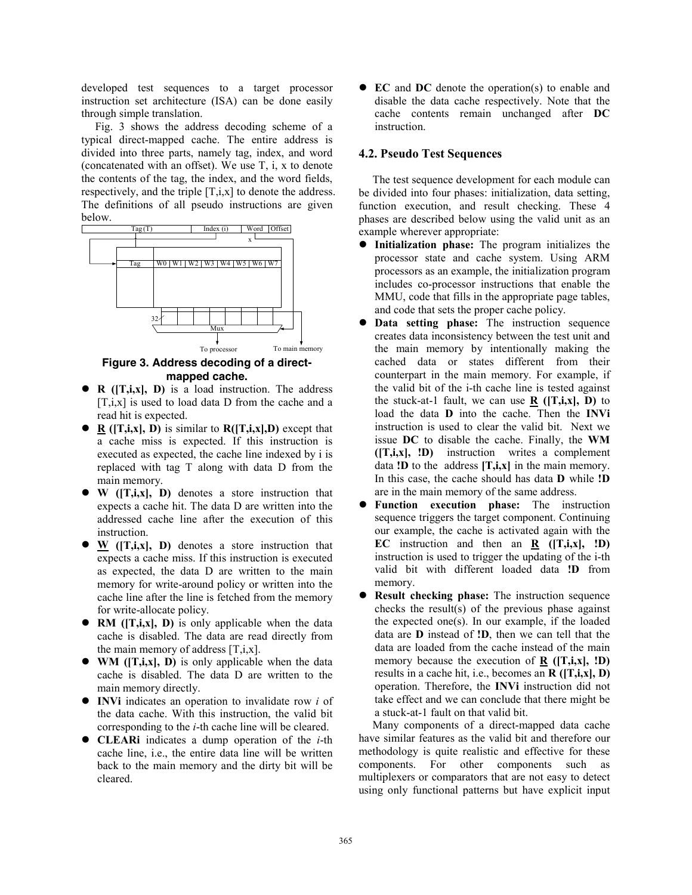developed test sequences to a target processor instruction set architecture (ISA) can be done easily through simple translation.

Fig. 3 shows the address decoding scheme of a typical direct-mapped cache. The entire address is divided into three parts, namely tag, index, and word (concatenated with an offset). We use T, i, x to denote the contents of the tag, the index, and the word fields, respectively, and the triple [T,i,x] to denote the address. The definitions of all pseudo instructions are given below.

Tag (T)
Index (i)
Word
Offset
x
Tag
W0 | W1 | W2 | W3 | W4 | W5 | W6 | W7
32
Mux
To processor
To main memory

**Figure 3. Address decoding of a direct-mapped cache.**

- **R ([T,i,x], D)** is a load instruction. The address [T,i,x] is used to load data D from the cache and a read hit is expected.
- **<u>R</u> ([T,i,x], D)** is similar to **R([T,i,x],D)** except that a cache miss is expected. If this instruction is executed as expected, the cache line indexed by i is replaced with tag T along with data D from the main memory.
- **W ([T,i,x], D)** denotes a store instruction that expects a cache hit. The data D are written into the addressed cache line after the execution of this instruction.
- **<u>W</u> ([T,i,x], D)** denotes a store instruction that expects a cache miss. If this instruction is executed as expected, the data D are written to the main memory for write-around policy or written into the cache line after the line is fetched from the memory for write-allocate policy.
- **RM ([T,i,x], D)** is only applicable when the data cache is disabled. The data are read directly from the main memory of address [T,i,x].
- **WM ([T,i,x], D)** is only applicable when the data cache is disabled. The data D are written to the main memory directly.
- **INVi** indicates an operation to invalidate row *i* of the data cache. With this instruction, the valid bit corresponding to the *i*-th cache line will be cleared.
- **CLEARi** indicates a dump operation of the *i*-th cache line, i.e., the entire data line will be written back to the main memory and the dirty bit will be cleared.
- **EC** and **DC** denote the operation(s) to enable and disable the data cache respectively. Note that the cache contents remain unchanged after **DC** instruction.

### 4.2. Pseudo Test Sequences

The test sequence development for each module can be divided into four phases: initialization, data setting, function execution, and result checking. These 4 phases are described below using the valid unit as an example wherever appropriate:

- **Initialization phase:** The program initializes the processor state and cache system. Using ARM processors as an example, the initialization program includes co-processor instructions that enable the MMU, code that fills in the appropriate page tables, and code that sets the proper cache policy.
- **Data setting phase:** The instruction sequence creates data inconsistency between the test unit and the main memory by intentionally making the cached data or states different from their counterpart in the main memory. For example, if the valid bit of the i-th cache line is tested against the stuck-at-1 fault, we can use **<u>R</u> ([T,i,x], D)** to load the data **D** into the cache. Then the **INVi** instruction is used to clear the valid bit. Next we issue **DC** to disable the cache. Finally, the **WM ([T,i,x], !D)** instruction writes a complement data **!D** to the address **[T,i,x]** in the main memory. In this case, the cache should has data **D** while **!D** are in the main memory of the same address.
- **Function execution phase:** The instruction sequence triggers the target component. Continuing our example, the cache is activated again with the **EC** instruction and then an **<u>R</u> ([T,i,x], !D)** instruction is used to trigger the updating of the i-th valid bit with different loaded data **!D** from memory.
- **Result checking phase:** The instruction sequence checks the result(s) of the previous phase against the expected one(s). In our example, if the loaded data are **D** instead of **!D**, then we can tell that the data are loaded from the cache instead of the main memory because the execution of **<u>R</u> ([T,i,x], !D)** results in a cache hit, i.e., becomes an **R ([T,i,x], D)** operation. Therefore, the **INVi** instruction did not take effect and we can conclude that there might be a stuck-at-1 fault on that valid bit.

Many components of a direct-mapped data cache have similar features as the valid bit and therefore our methodology is quite realistic and effective for these components. For other components such as multiplexers or comparators that are not easy to detect using only functional patterns but have explicit input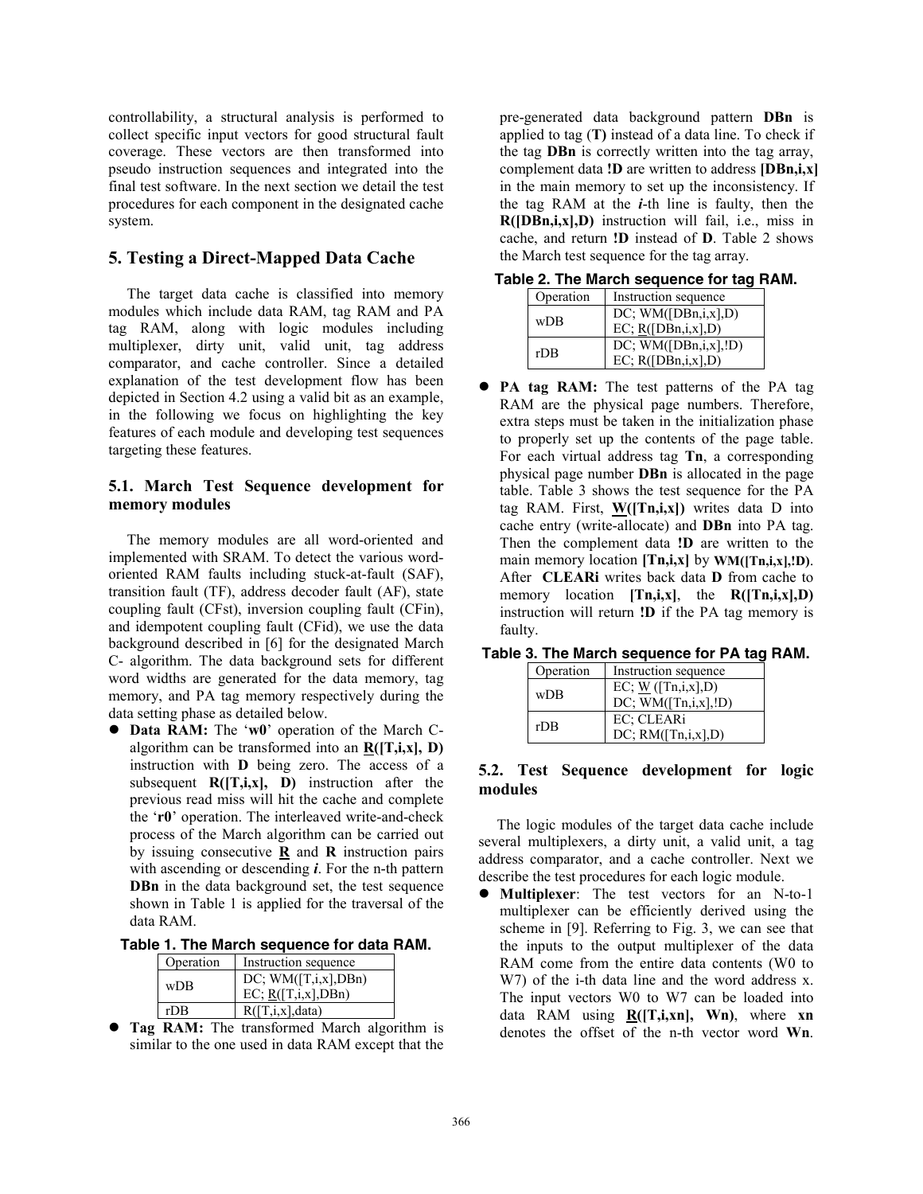controllability, a structural analysis is performed to collect specific input vectors for good structural fault coverage. These vectors are then transformed into pseudo instruction sequences and integrated into the final test software. In the next section we detail the test procedures for each component in the designated cache system.

## 5. Testing a Direct-Mapped Data Cache

The target data cache is classified into memory modules which include data RAM, tag RAM and PA tag RAM, along with logic modules including multiplexer, dirty unit, valid unit, tag address comparator, and cache controller. Since a detailed explanation of the test development flow has been depicted in Section 4.2 using a valid bit as an example, in the following we focus on highlighting the key features of each module and developing test sequences targeting these features.

### 5.1. March Test Sequence development for memory modules

The memory modules are all word-oriented and implemented with SRAM. To detect the various word-oriented RAM faults including stuck-at-fault (SAF), transition fault (TF), address decoder fault (AF), state coupling fault (CFst), inversion coupling fault (CFin), and idempotent coupling fault (CFid), we use the data background described in [6] for the designated March C- algorithm. The data background sets for different word widths are generated for the data memory, tag memory, and PA tag memory respectively during the data setting phase as detailed below.

- **Data RAM:** The '**w0**' operation of the March C- algorithm can be transformed into an <u>**R**</u>**([T,i,x], D)** instruction with **D** being zero. The access of a subsequent **R([T,i,x], D)** instruction after the previous read miss will hit the cache and complete the '**r0**' operation. The interleaved write-and-check process of the March algorithm can be carried out by issuing consecutive <u>**R**</u> and **R** instruction pairs with ascending or descending ***i***. For the n-th pattern **DBn** in the data background set, the test sequence shown in Table 1 is applied for the traversal of the data RAM.

**Table 1. The March sequence for data RAM.**

| Operation | Instruction sequence |
|---|---|
| wDB | DC; WM([T,i,x],DBn)<br>EC; <u>R</u>([T,i,x],DBn) |
| rDB | R([T,i,x],data) |

- **Tag RAM:** The transformed March algorithm is similar to the one used in data RAM except that the pre-generated data background pattern **DBn** is applied to tag (**T)** instead of a data line. To check if the tag **DBn** is correctly written into the tag array, complement data **!D** are written to address **[DBn,i,x]** in the main memory to set up the inconsistency. If the tag RAM at the ***i***-th line is faulty, then the **R([DBn,i,x],D)** instruction will fail, i.e., miss in cache, and return **!D** instead of **D**. Table 2 shows the March test sequence for the tag array.

**Table 2. The March sequence for tag RAM.**

| Operation | Instruction sequence |
|---|---|
| wDB | DC; WM([DBn,i,x],D)<br>EC; <u>R</u>([DBn,i,x],D) |
| rDB | DC; WM([DBn,i,x],!D)<br>EC; R([DBn,i,x],D) |

- **PA tag RAM:** The test patterns of the PA tag RAM are the physical page numbers. Therefore, extra steps must be taken in the initialization phase to properly set up the contents of the page table. For each virtual address tag **Tn**, a corresponding physical page number **DBn** is allocated in the page table. Table 3 shows the test sequence for the PA tag RAM. First, <u>**W**</u>**([Tn,i,x])** writes data D into cache entry (write-allocate) and **DBn** into PA tag. Then the complement data **!D** are written to the main memory location **[Tn,i,x]** by **WM([Tn,i,x],!D)**. After **CLEARi** writes back data **D** from cache to memory location **[Tn,i,x]**, the **R([Tn,i,x],D)** instruction will return **!D** if the PA tag memory is faulty.

**Table 3. The March sequence for PA tag RAM.**

| Operation | Instruction sequence |
|---|---|
| wDB | EC; <u>W</u> ([Tn,i,x],D)<br>DC; WM([Tn,i,x],!D) |
| rDB | EC; CLEARi<br>DC; RM([Tn,i,x],D) |

### 5.2. Test Sequence development for logic modules

The logic modules of the target data cache include several multiplexers, a dirty unit, a valid unit, a tag address comparator, and a cache controller. Next we describe the test procedures for each logic module.

- **Multiplexer**: The test vectors for an N-to-1 multiplexer can be efficiently derived using the scheme in [9]. Referring to Fig. 3, we can see that the inputs to the output multiplexer of the data RAM come from the entire data contents (W0 to W7) of the i-th data line and the word address x. The input vectors W0 to W7 can be loaded into data RAM using <u>**R**</u>**([T,i,xn], Wn)**, where **xn** denotes the offset of the n-th vector word **Wn**.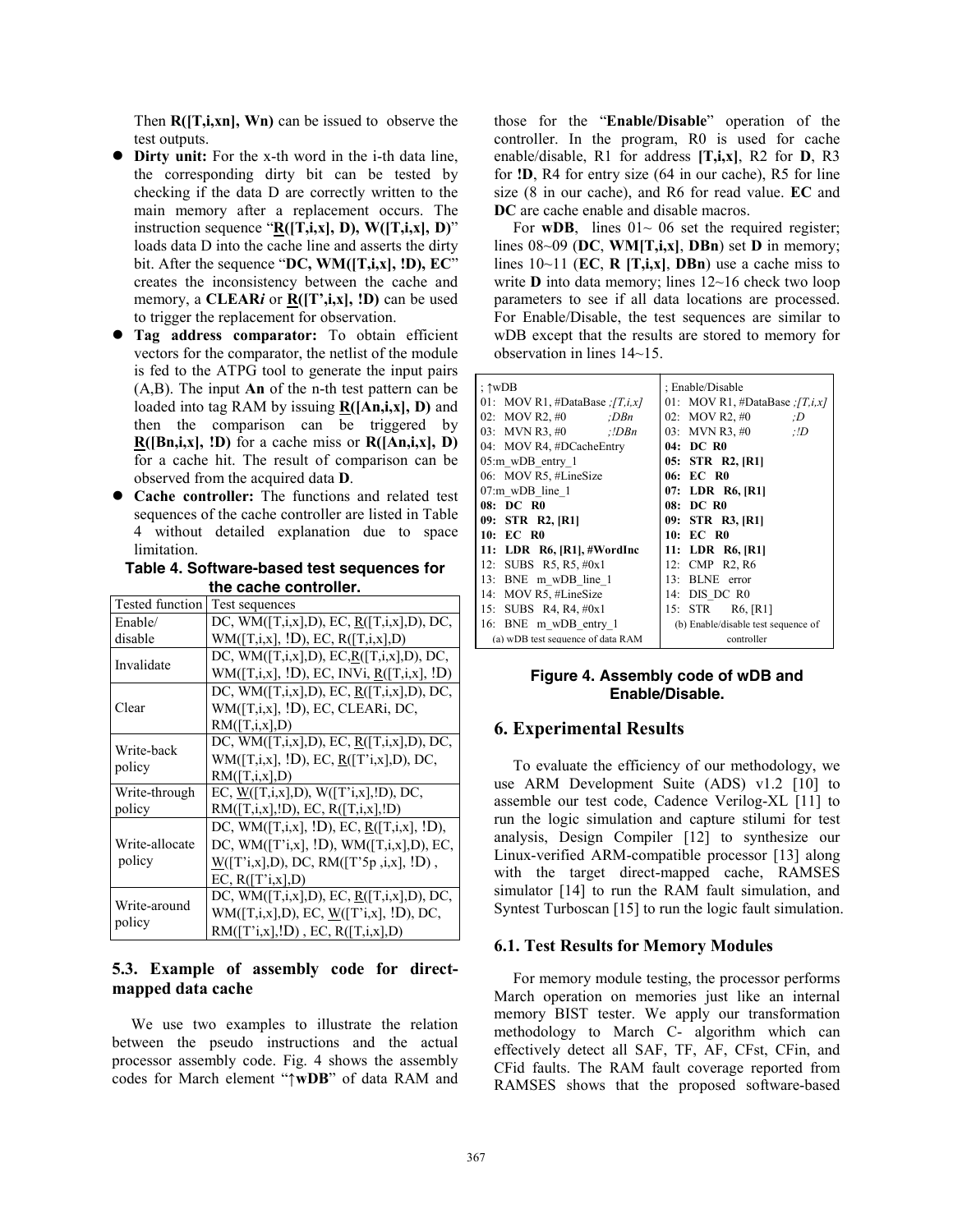Then **R([T,i,xn], Wn)** can be issued to observe the test outputs.

- **Dirty unit:** For the x-th word in the i-th data line, the corresponding dirty bit can be tested by checking if the data D are correctly written to the main memory after a replacement occurs. The instruction sequence "**R([T,i,x], D), W([T,i,x], D)**" loads data D into the cache line and asserts the dirty bit. After the sequence "**DC, WM([T,i,x], !D), EC**" creates the inconsistency between the cache and memory, a **CLEAR*i*** or **R([T',i,x], !D)** can be used to trigger the replacement for observation.
- **Tag address comparator:** To obtain efficient vectors for the comparator, the netlist of the module is fed to the ATPG tool to generate the input pairs (A,B). The input **An** of the n-th test pattern can be loaded into tag RAM by issuing **R([An,i,x], D)** and then the comparison can be triggered by **R([Bn,i,x], !D)** for a cache miss or **R([An,i,x], D)** for a cache hit. The result of comparison can be observed from the acquired data **D**.
- **Cache controller:** The functions and related test sequences of the cache controller are listed in Table 4 without detailed explanation due to space limitation.

**Table 4. Software-based test sequences for the cache controller.**

| Tested function | Test sequences |
|---|---|
| Enable/ disable | DC, WM([T,i,x],D), EC, R([T,i,x],D), DC, WM([T,i,x], !D), EC, R([T,i,x],D) |
| Invalidate | DC, WM([T,i,x],D), EC,R([T,i,x],D), DC, WM([T,i,x], !D), EC, INVi, R([T,i,x], !D) |
| Clear | DC, WM([T,i,x],D), EC, R([T,i,x],D), DC, WM([T,i,x], !D), EC, CLEARi, DC, RM([T,i,x],D) |
| Write-back policy | DC, WM([T,i,x],D), EC, R([T,i,x],D), DC, WM([T,i,x], !D), EC, R([T'i,x],D), DC, RM([T,i,x],D) |
| Write-through policy | EC, W([T,i,x],D), W([T'i,x],!D), DC, RM([T,i,x],!D), EC, R([T,i,x],!D) |
| Write-allocate policy | DC, WM([T,i,x], !D), EC, R([T,i,x], !D), DC, WM([T'i,x], !D), WM([T,i,x],D), EC, W([T'i,x],D), DC, RM([T'5p ,i,x], !D) , EC, R([T'i,x],D) |
| Write-around policy | DC, WM([T,i,x],D), EC, R([T,i,x],D), DC, WM([T,i,x],D), EC, W([T'i,x], !D), DC, RM([T'i,x],!D) , EC, R([T,i,x],D) |

### 5.3. Example of assembly code for direct-mapped data cache

We use two examples to illustrate the relation between the pseudo instructions and the actual processor assembly code. Fig. 4 shows the assembly codes for March element "↑**wDB**" of data RAM and those for the "**Enable/Disable**" operation of the controller. In the program, R0 is used for cache enable/disable, R1 for address **[T,i,x]**, R2 for **D**, R3 for **!D**, R4 for entry size (64 in our cache), R5 for line size (8 in our cache), and R6 for read value. **EC** and **DC** are cache enable and disable macros.

For **wDB**, lines 01~ 06 set the required register; lines 08~09 (**DC**, **WM[T,i,x]**, **DBn**) set **D** in memory; lines 10~11 (**EC**, **R [T,i,x]**, **DBn**) use a cache miss to write **D** into data memory; lines 12~16 check two loop parameters to see if all data locations are processed. For Enable/Disable, the test sequences are similar to wDB except that the results are stored to memory for observation in lines 14~15.

```
; ↑wDB
01:  MOV R1, #DataBase ;[T,i,x]
02:  MOV R2, #0        ;DBn
03:  MVN R3, #0        ;!DBn
04:  MOV R4, #DCacheEntry
05:m_wDB_entry_1
06:  MOV R5, #LineSize
07:m_wDB_line_1
08:  DC R0
09:  STR R2, [R1]
10:  EC R0
11:  LDR R6, [R1], #WordInc
12:  SUBS R5, R5, #0x1
13:  BNE m_wDB_line_1
14:  MOV R5, #LineSize
15:  SUBS R4, R4, #0x1
16:  BNE m_wDB_entry_1
```
(a) wDB test sequence of data RAM

```
; Enable/Disable
01:  MOV R1, #DataBase ;[T,i,x]
02:  MOV R2, #0        ;D
03:  MVN R3, #0        ;!D
04:  DC R0
05:  STR R2, [R1]
06:  EC R0
07:  LDR R6, [R1]
08:  DC R0
09:  STR R3, [R1]
10:  EC R0
11:  LDR R6, [R1]
12:  CMP R2, R6
13:  BLNE error
14:  DIS_DC R0
15:  STR R6, [R1]
```
(b) Enable/disable test sequence of controller

**Figure 4. Assembly code of wDB and Enable/Disable.**

## 6. Experimental Results

To evaluate the efficiency of our methodology, we use ARM Development Suite (ADS) v1.2 [10] to assemble our test code, Cadence Verilog-XL [11] to run the logic simulation and capture stilumi for test analysis, Design Compiler [12] to synthesize our Linux-verified ARM-compatible processor [13] along with the target direct-mapped cache, RAMSES simulator [14] to run the RAM fault simulation, and Syntest Turboscan [15] to run the logic fault simulation.

### 6.1. Test Results for Memory Modules

For memory module testing, the processor performs March operation on memories just like an internal memory BIST tester. We apply our transformation methodology to March C- algorithm which can effectively detect all SAF, TF, AF, CFst, CFin, and CFid faults. The RAM fault coverage reported from RAMSES shows that the proposed software-based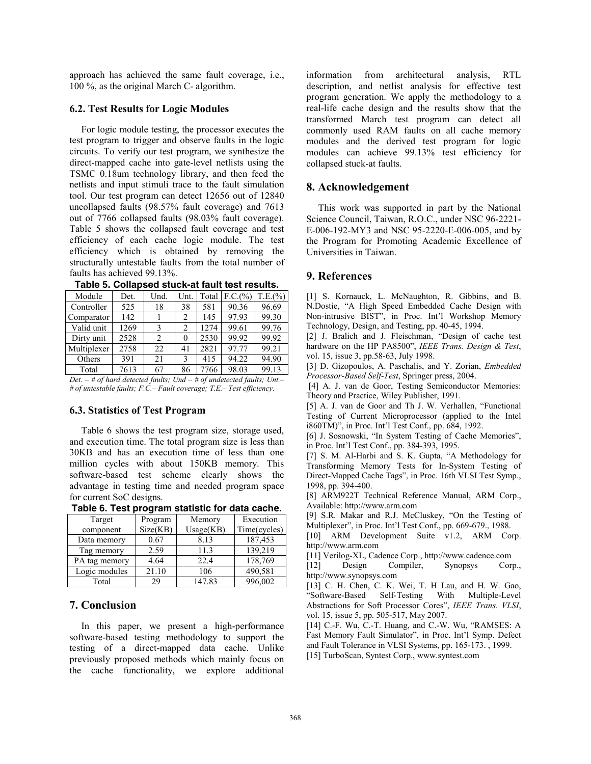approach has achieved the same fault coverage, i.e., 100 %, as the original March C- algorithm.

### 6.2. Test Results for Logic Modules

For logic module testing, the processor executes the test program to trigger and observe faults in the logic circuits. To verify our test program, we synthesize the direct-mapped cache into gate-level netlists using the TSMC 0.18um technology library, and then feed the netlists and input stimuli trace to the fault simulation tool. Our test program can detect 12656 out of 12840 uncollapsed faults (98.57% fault coverage) and 7613 out of 7766 collapsed faults (98.03% fault coverage). Table 5 shows the collapsed fault coverage and test efficiency of each cache logic module. The test efficiency which is obtained by removing the structurally untestable faults from the total number of faults has achieved 99.13%.

**Table 5. Collapsed stuck-at fault test results.**

| Module | Det. | Und. | Unt. | Total | F.C.(%) | T.E.(%) |
|---|---|---|---|---|---|---|
| Controller | 525 | 18 | 38 | 581 | 90.36 | 96.69 |
| Comparator | 142 | 1 | 2 | 145 | 97.93 | 99.30 |
| Valid unit | 1269 | 3 | 2 | 1274 | 99.61 | 99.76 |
| Dirty unit | 2528 | 2 | 0 | 2530 | 99.92 | 99.92 |
| Multiplexer | 2758 | 22 | 41 | 2821 | 97.77 | 99.21 |
| Others | 391 | 21 | 3 | 415 | 94.22 | 94.90 |
| Total | 7613 | 67 | 86 | 7766 | 98.03 | 99.13 |

*Det. – # of hard detected faults; Und – # of undetected faults; Unt.– # of untestable faults; F.C.– Fault coverage; T.E.– Test efficiency.*

### 6.3. Statistics of Test Program

Table 6 shows the test program size, storage used, and execution time. The total program size is less than 30KB and has an execution time of less than one million cycles with about 150KB memory. This software-based test scheme clearly shows the advantage in testing time and needed program space for current SoC designs.

**Table 6. Test program statistic for data cache.**

| Target component | Program Size(KB) | Memory Usage(KB) | Execution Time(cycles) |
|---|---|---|---|
| Data memory | 0.67 | 8.13 | 187,453 |
| Tag memory | 2.59 | 11.3 | 139,219 |
| PA tag memory | 4.64 | 22.4 | 178,769 |
| Logic modules | 21.10 | 106 | 490,581 |
| Total | 29 | 147.83 | 996,002 |

## 7. Conclusion

In this paper, we present a high-performance software-based testing methodology to support the testing of a direct-mapped data cache. Unlike previously proposed methods which mainly focus on the cache functionality, we explore additional information from architectural analysis, RTL description, and netlist analysis for effective test program generation. We apply the methodology to a real-life cache design and the results show that the transformed March test program can detect all commonly used RAM faults on all cache memory modules and the derived test program for logic modules can achieve 99.13% test efficiency for collapsed stuck-at faults.

## 8. Acknowledgement

This work was supported in part by the National Science Council, Taiwan, R.O.C., under NSC 96-2221-E-006-192-MY3 and NSC 95-2220-E-006-005, and by the Program for Promoting Academic Excellence of Universities in Taiwan.

## 9. References

[1] S. Kornauck, L. McNaughton, R. Gibbins, and B. N.Dostie, "A High Speed Embedded Cache Design with Non-intrusive BIST", in Proc. Int'l Workshop Memory Technology, Design, and Testing, pp. 40-45, 1994.

[2] J. Bralich and J. Fleischman, "Design of cache test hardware on the HP PA8500", *IEEE Trans. Design & Test*, vol. 15, issue 3, pp.58-63, July 1998.

[3] D. Gizopoulos, A. Paschalis, and Y. Zorian, *Embedded Processor-Based Self-Test*, Springer press, 2004.

[4] A. J. van de Goor, Testing Semiconductor Memories: Theory and Practice, Wiley Publisher, 1991.

[5] A. J. van de Goor and Th J. W. Verhallen, "Functional Testing of Current Microprocessor (applied to the Intel i860TM)", in Proc. Int'l Test Conf., pp. 684, 1992.

[6] J. Sosnowski, "In System Testing of Cache Memories", in Proc. Int'l Test Conf., pp. 384-393, 1995.

[7] S. M. Al-Harbi and S. K. Gupta, "A Methodology for Transforming Memory Tests for In-System Testing of Direct-Mapped Cache Tags", in Proc. 16th VLSI Test Symp., 1998, pp. 394-400.

[8] ARM922T Technical Reference Manual, ARM Corp., Available: http://www.arm.com

[9] S.R. Makar and R.J. McCluskey, "On the Testing of Multiplexer", in Proc. Int'l Test Conf., pp. 669-679., 1988.

[10] ARM Development Suite v1.2, ARM Corp. http://www.arm.com

[11] Verilog-XL, Cadence Corp., http://www.cadence.com

[12] Design Compiler, Synopsys Corp., http://www.synopsys.com

[13] C. H. Chen, C. K. Wei, T. H Lau, and H. W. Gao, "Software-Based Self-Testing With Multiple-Level Abstractions for Soft Processor Cores", *IEEE Trans. VLSI*, vol. 15, issue 5, pp. 505-517, May 2007.

[14] C.-F. Wu, C.-T. Huang, and C.-W. Wu, "RAMSES: A Fast Memory Fault Simulator", in Proc. Int'l Symp. Defect and Fault Tolerance in VLSI Systems, pp. 165-173. , 1999.

[15] TurboScan, Syntest Corp., www.syntest.com